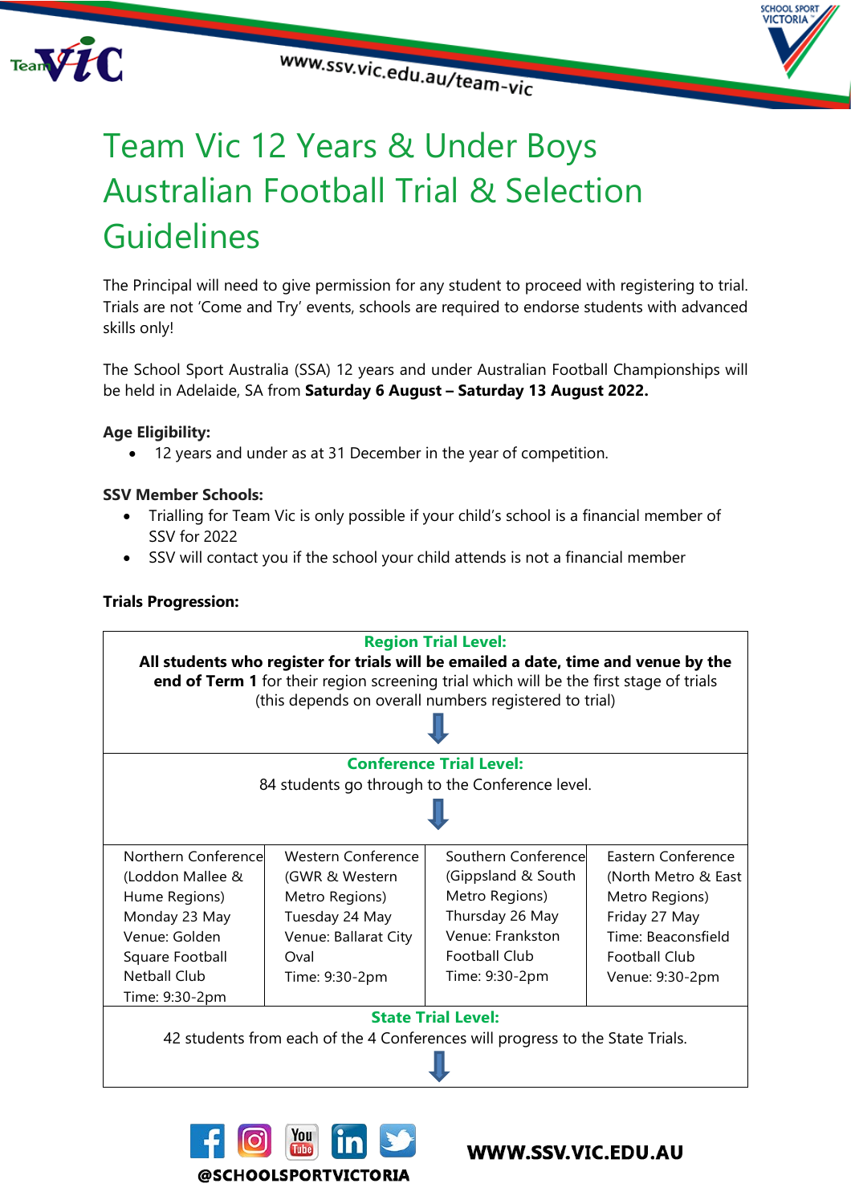# Team Vic 12 Years & Under Boys Australian Football Trial & Selection Guidelines

The Principal will need to give permission for any student to proceed with registering to trial. Trials are not 'Come and Try' events, schools are required to endorse students with advanced skills only!

The School Sport Australia (SSA) 12 years and under Australian Football Championships will be held in Adelaide, SA from **Saturday 6 August – Saturday 13 August 2022.**

**Age Eligibility:**

- 12 years and under as at 31 December in the year of competition.

**SSV Member Schools:**

- Trialling for Team Vic is only possible if your child's school is a financial member of SSV for 2022
- SSV will contact you if the school your child attends is not a financial member

**Trials Progression:**

**Region Trial Level:**

**All students who register for trials will be emailed a date, time and venue by the end of Term 1** for their region screening trial which will be the first stage of trials (this depends on overall numbers registered to trial)

**Conference Trial Level:**

84 students go through to the Conference level.

| Northern Conference (Loddon Mallee & Hume Regions) | Western Conference (GWR & Western Metro Regions) | Southern Conference (Gippsland & South Metro Regions) | Eastern Conference (North Metro & East Metro Regions) |
|---|---|---|---|
| Monday 23 May | Tuesday 24 May | Thursday 26 May | Friday 27 May |
| Venue: Golden Square Football Netball Club | Venue: Ballarat City Oval | Venue: Frankston Football Club | Time: Beaconsfield Football Club |
| Time: 9:30-2pm | Time: 9:30-2pm | Time: 9:30-2pm | Venue: 9:30-2pm |

**State Trial Level:**

42 students from each of the 4 Conferences will progress to the State Trials.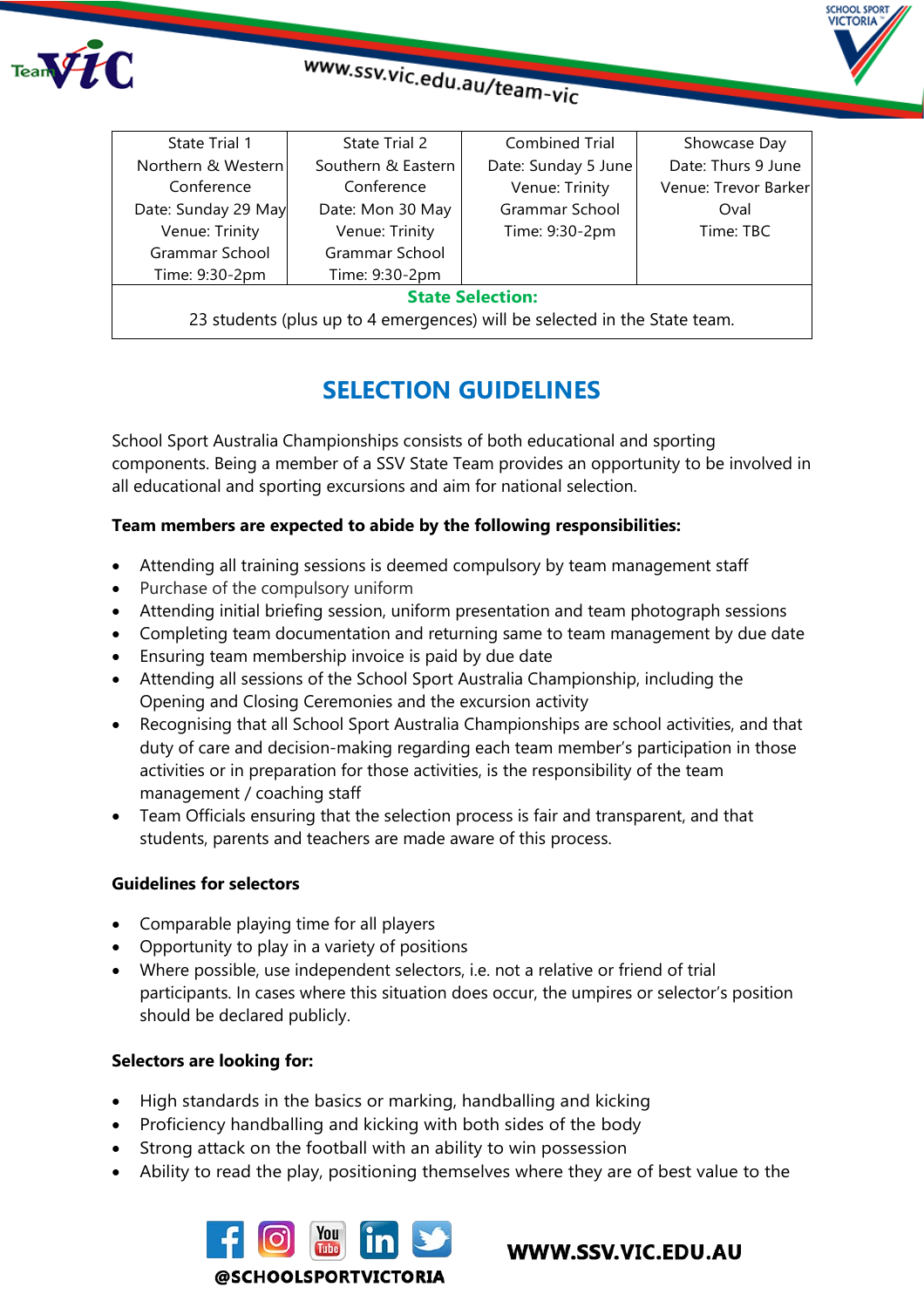| State Trial 1 Northern & Western Conference Date: Sunday 29 May Venue: Trinity Grammar School Time: 9:30-2pm | State Trial 2 Southern & Eastern Conference Date: Mon 30 May Venue: Trinity Grammar School Time: 9:30-2pm | Combined Trial Date: Sunday 5 June Venue: Trinity Grammar School Time: 9:30-2pm | Showcase Day Date: Thurs 9 June Venue: Trevor Barker Oval Time: TBC |
|---|---|---|---|
| **State Selection:** 23 students (plus up to 4 emergences) will be selected in the State team. | | | |

## SELECTION GUIDELINES

School Sport Australia Championships consists of both educational and sporting components. Being a member of a SSV State Team provides an opportunity to be involved in all educational and sporting excursions and aim for national selection.

**Team members are expected to abide by the following responsibilities:**

- Attending all training sessions is deemed compulsory by team management staff
- Purchase of the compulsory uniform
- Attending initial briefing session, uniform presentation and team photograph sessions
- Completing team documentation and returning same to team management by due date
- Ensuring team membership invoice is paid by due date
- Attending all sessions of the School Sport Australia Championship, including the Opening and Closing Ceremonies and the excursion activity
- Recognising that all School Sport Australia Championships are school activities, and that duty of care and decision-making regarding each team member's participation in those activities or in preparation for those activities, is the responsibility of the team management / coaching staff
- Team Officials ensuring that the selection process is fair and transparent, and that students, parents and teachers are made aware of this process.

**Guidelines for selectors**

- Comparable playing time for all players
- Opportunity to play in a variety of positions
- Where possible, use independent selectors, i.e. not a relative or friend of trial participants. In cases where this situation does occur, the umpires or selector's position should be declared publicly.

**Selectors are looking for:**

- High standards in the basics or marking, handballing and kicking
- Proficiency handballing and kicking with both sides of the body
- Strong attack on the football with an ability to win possession
- Ability to read the play, positioning themselves where they are of best value to the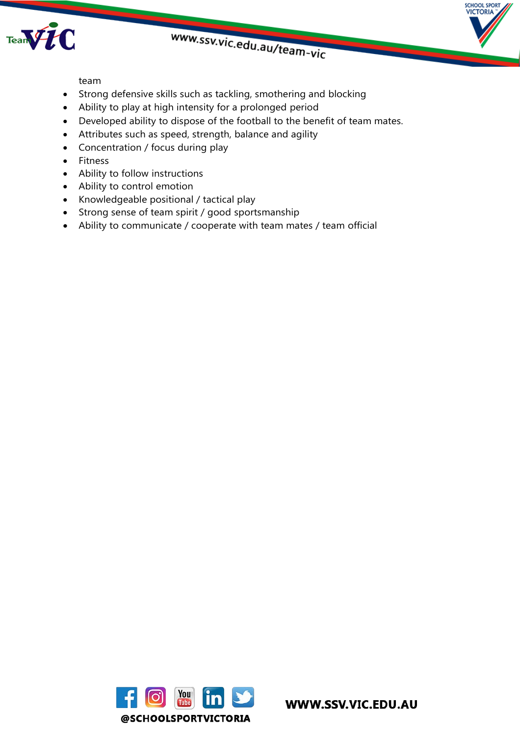team

- Strong defensive skills such as tackling, smothering and blocking
- Ability to play at high intensity for a prolonged period
- Developed ability to dispose of the football to the benefit of team mates.
- Attributes such as speed, strength, balance and agility
- Concentration / focus during play
- Fitness
- Ability to follow instructions
- Ability to control emotion
- Knowledgeable positional / tactical play
- Strong sense of team spirit / good sportsmanship
- Ability to communicate / cooperate with team mates / team official